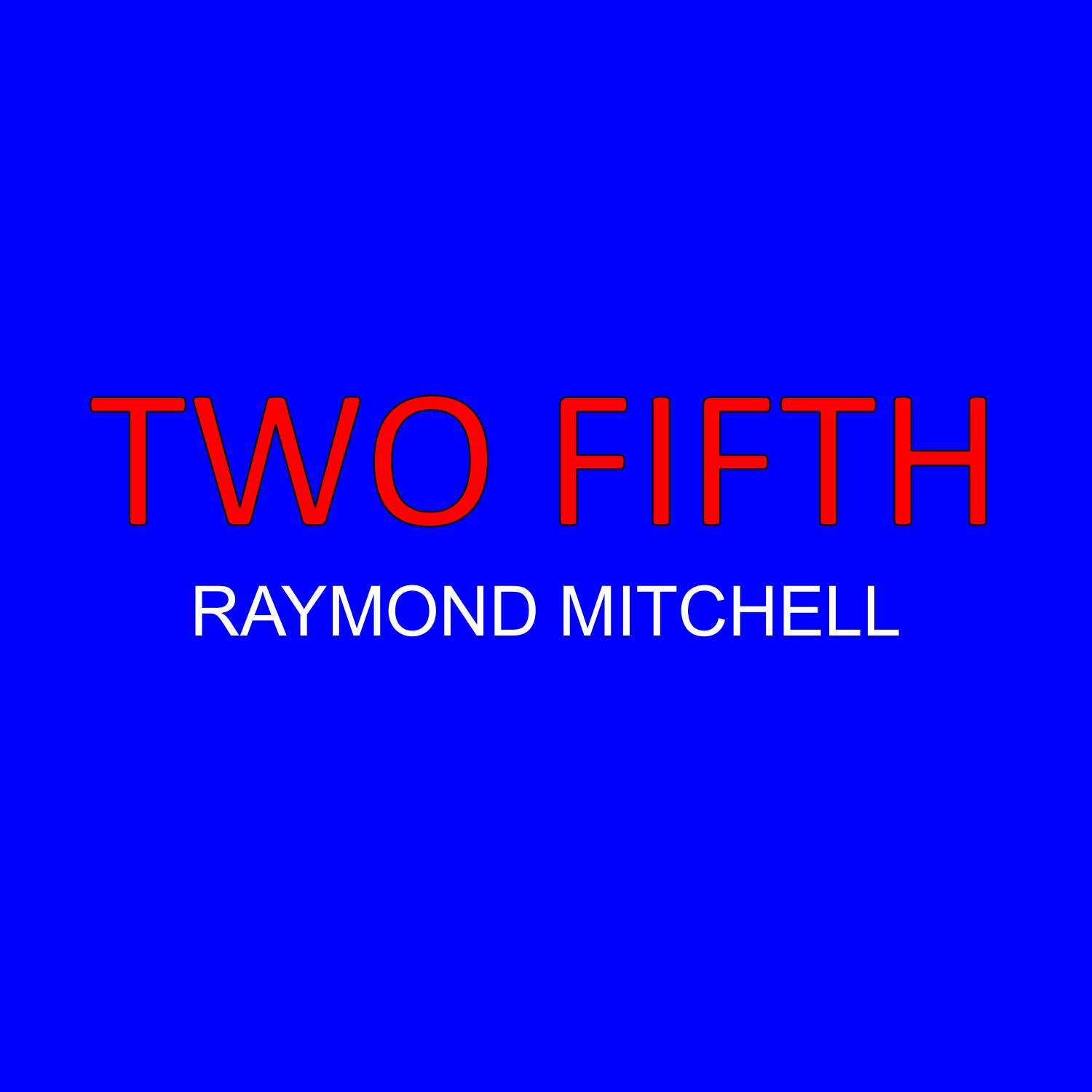# TWO FIFTH

RAYMOND MITCHELL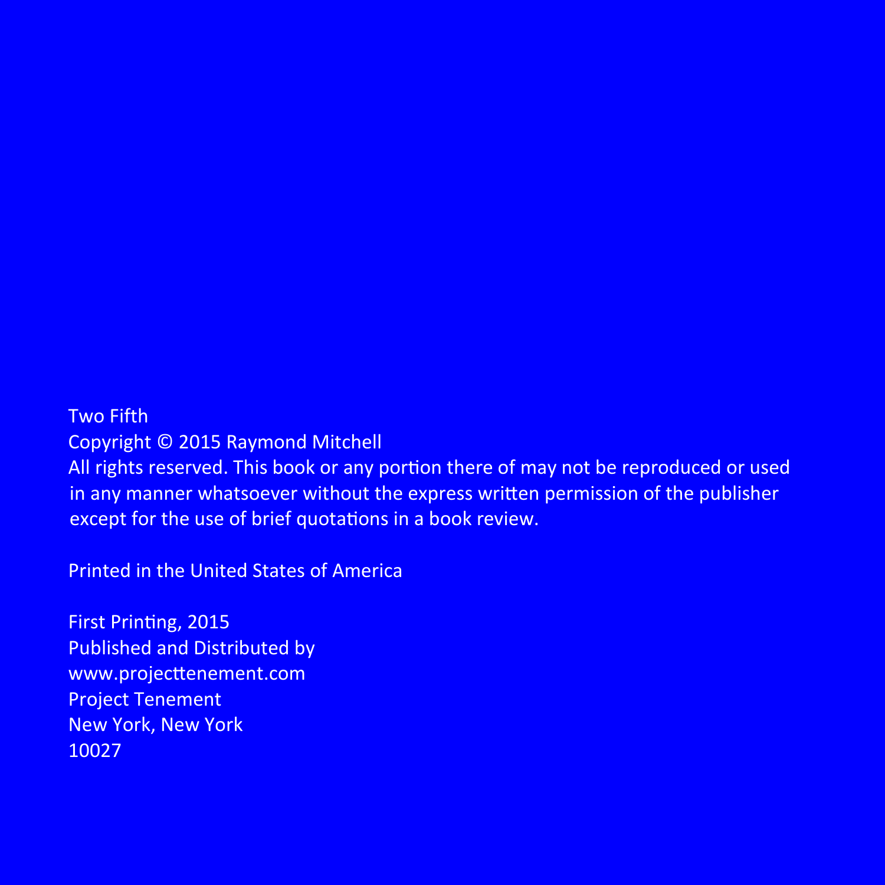Two Fifth
Copyright © 2015 Raymond Mitchell
All rights reserved. This book or any portion there of may not be reproduced or used in any manner whatsoever without the express written permission of the publisher except for the use of brief quotations in a book review.

Printed in the United States of America

First Printing, 2015
Published and Distributed by
www.projecttenement.com
Project Tenement
New York, New York
10027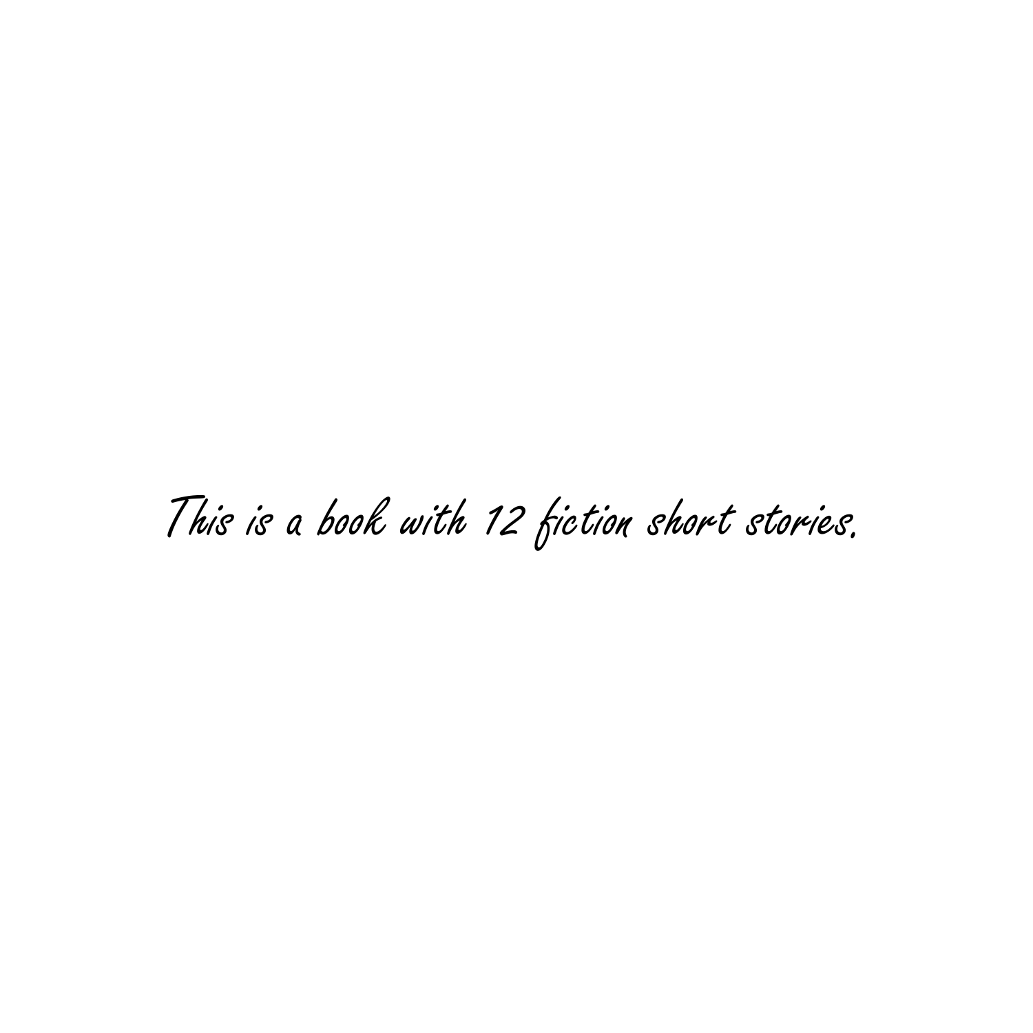*This is a book with 12 fiction short stories.*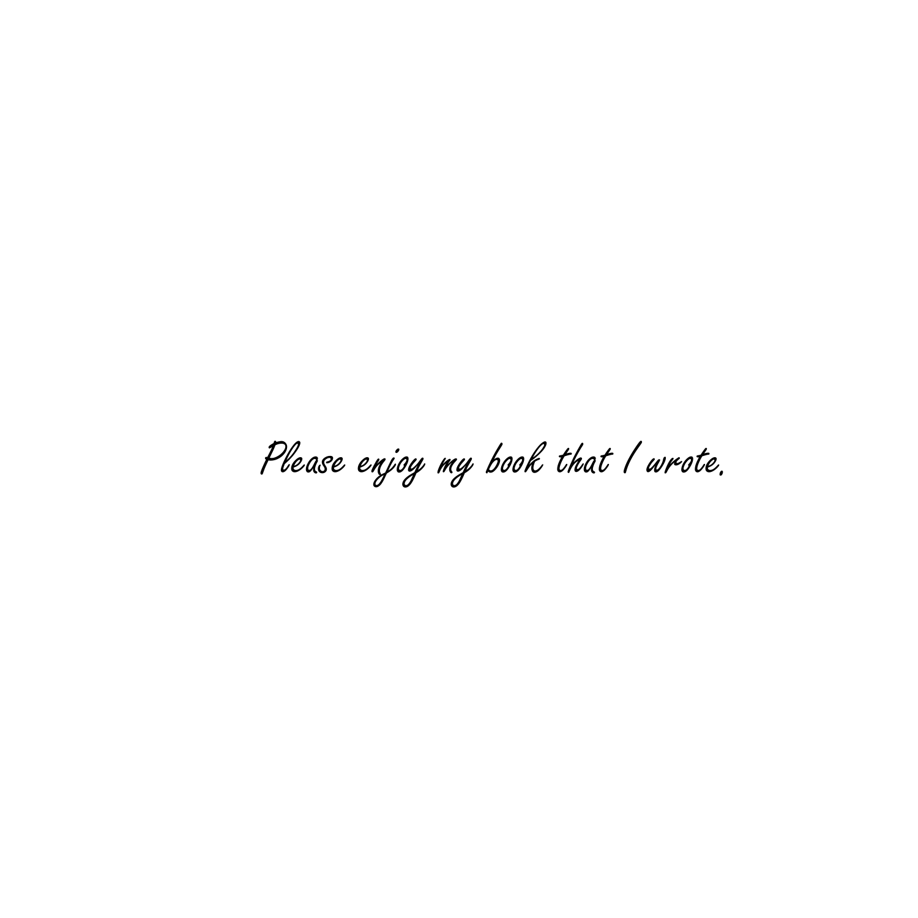*Please enjoy my book that I wrote.*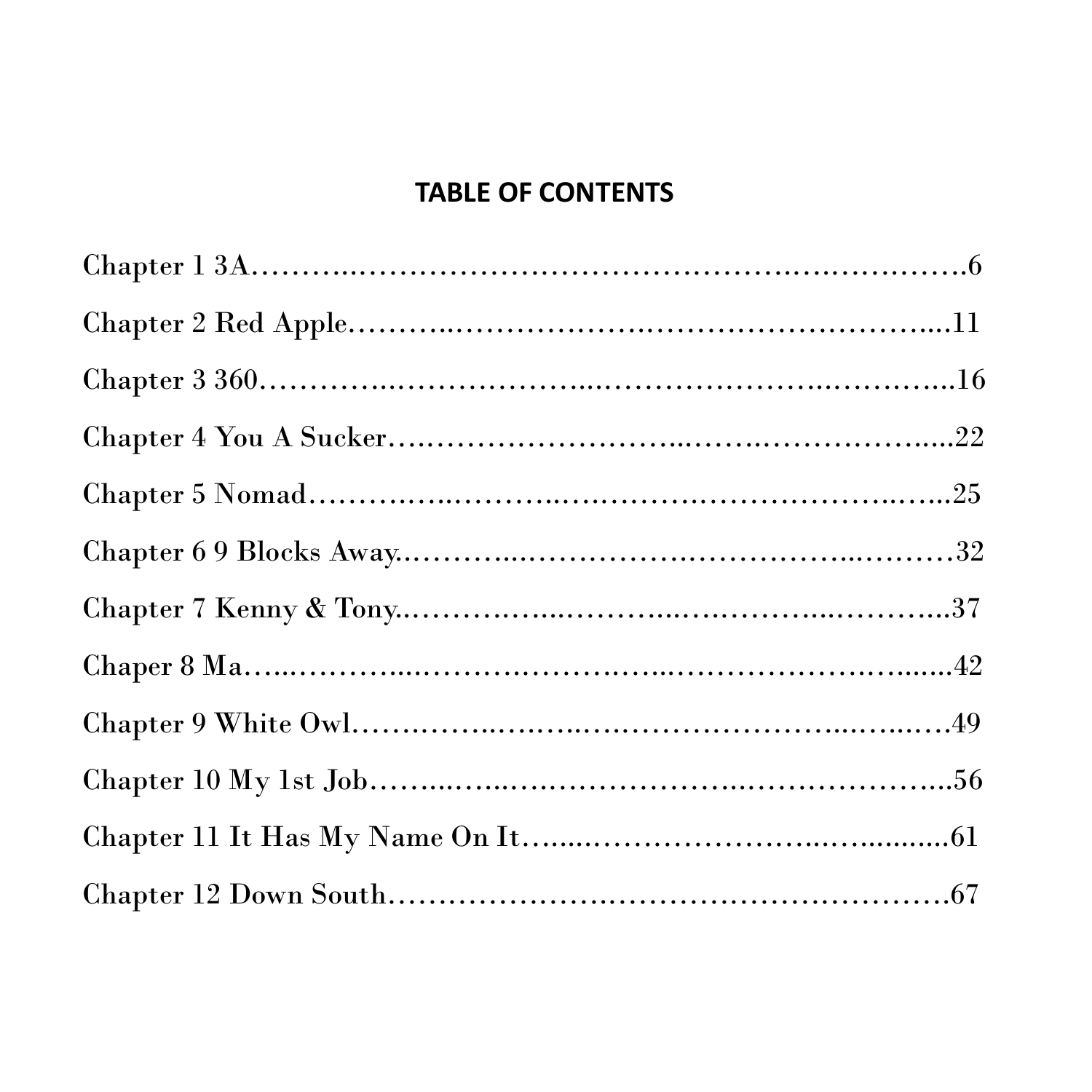## TABLE OF CONTENTS

Chapter 1 3A……………………………………………………………6

Chapter 2 Red Apple…………………………………………………...11

Chapter 3 360……………………………………………………………16

Chapter 4 You A Sucker………………………………………………..22

Chapter 5 Nomad………………………………………………………25

Chapter 6 9 Blocks Away……………………………………………….32

Chapter 7 Kenny & Tony………………………………………………..37

Chaper 8 Ma………………………………………………………………42

Chapter 9 White Owl……………………………………………………49

Chapter 10 My 1st Job…………………………………………………..56

Chapter 11 It Has My Name On It……………………………………...61

Chapter 12 Down South…………………………………………………67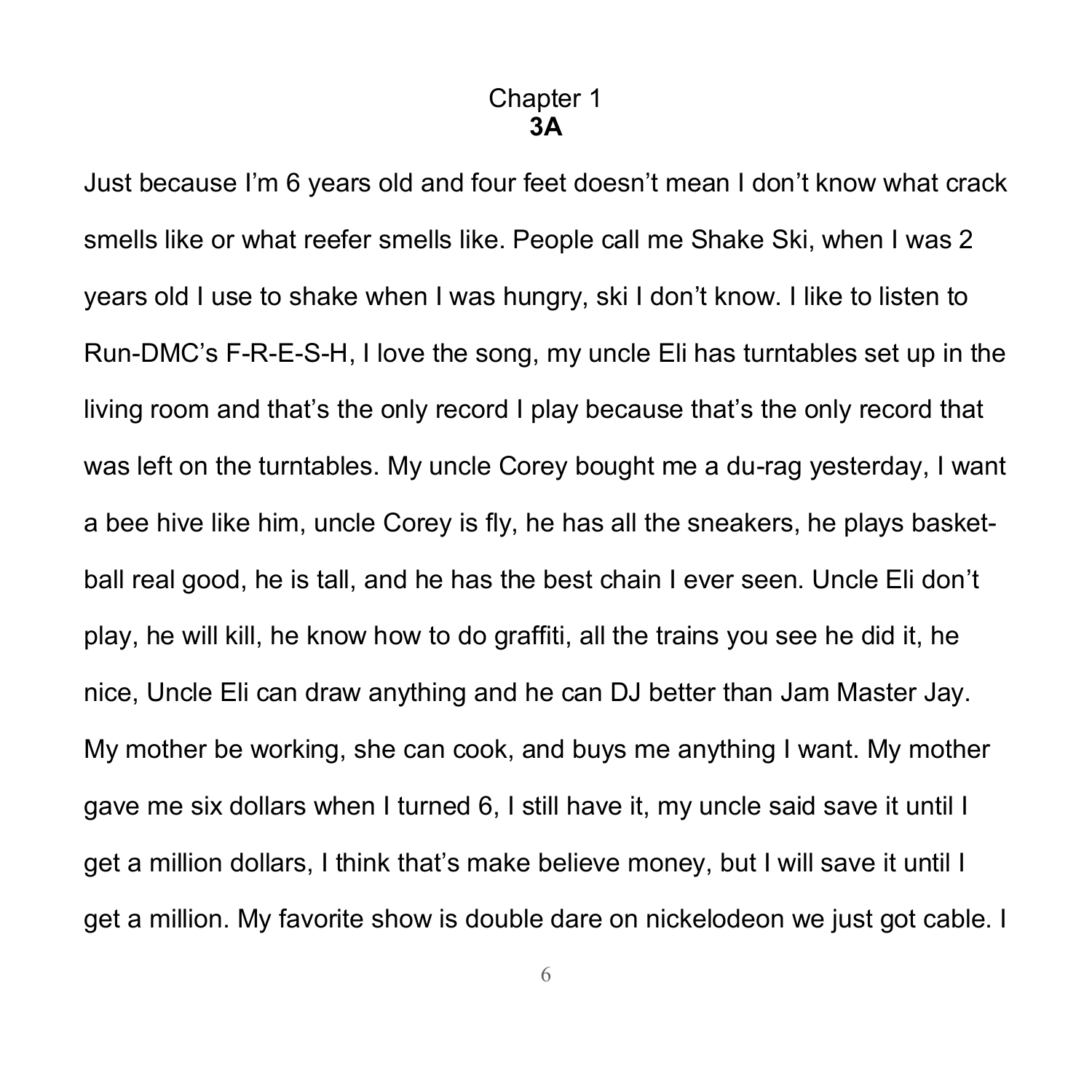# Chapter 1
## **3A**

Just because I'm 6 years old and four feet doesn't mean I don't know what crack smells like or what reefer smells like. People call me Shake Ski, when I was 2 years old I use to shake when I was hungry, ski I don't know. I like to listen to Run-DMC's F-R-E-S-H, I love the song, my uncle Eli has turntables set up in the living room and that's the only record I play because that's the only record that was left on the turntables. My uncle Corey bought me a du-rag yesterday, I want a bee hive like him, uncle Corey is fly, he has all the sneakers, he plays basket-ball real good, he is tall, and he has the best chain I ever seen. Uncle Eli don't play, he will kill, he know how to do graffiti, all the trains you see he did it, he nice, Uncle Eli can draw anything and he can DJ better than Jam Master Jay. My mother be working, she can cook, and buys me anything I want. My mother gave me six dollars when I turned 6, I still have it, my uncle said save it until I get a million dollars, I think that's make believe money, but I will save it until I get a million. My favorite show is double dare on nickelodeon we just got cable. I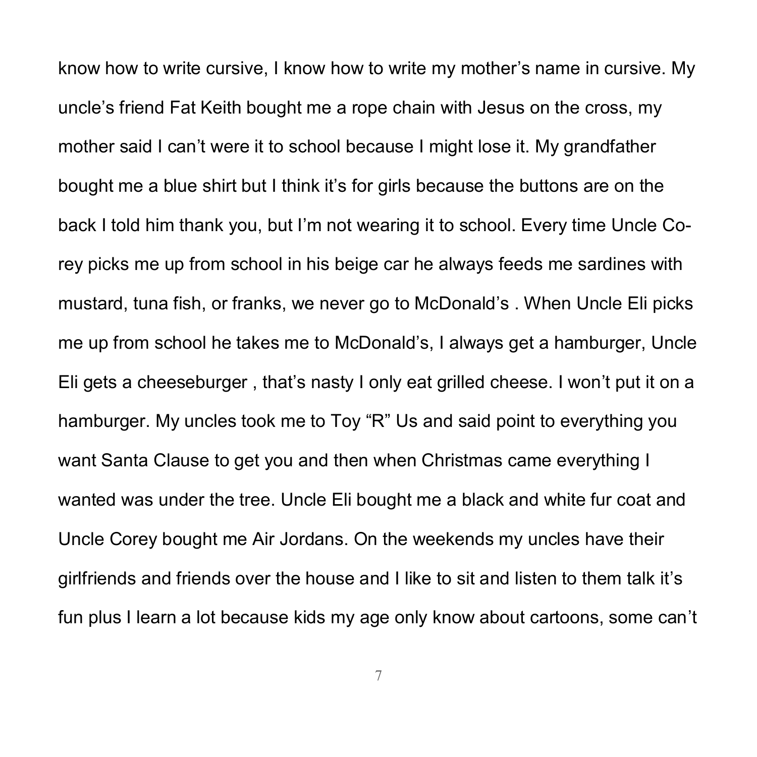know how to write cursive, I know how to write my mother's name in cursive. My uncle's friend Fat Keith bought me a rope chain with Jesus on the cross, my mother said I can't were it to school because I might lose it. My grandfather bought me a blue shirt but I think it's for girls because the buttons are on the back I told him thank you, but I'm not wearing it to school. Every time Uncle Corey picks me up from school in his beige car he always feeds me sardines with mustard, tuna fish, or franks, we never go to McDonald's . When Uncle Eli picks me up from school he takes me to McDonald's, I always get a hamburger, Uncle Eli gets a cheeseburger , that's nasty I only eat grilled cheese. I won't put it on a hamburger. My uncles took me to Toy "R" Us and said point to everything you want Santa Clause to get you and then when Christmas came everything I wanted was under the tree. Uncle Eli bought me a black and white fur coat and Uncle Corey bought me Air Jordans. On the weekends my uncles have their girlfriends and friends over the house and I like to sit and listen to them talk it's fun plus I learn a lot because kids my age only know about cartoons, some can't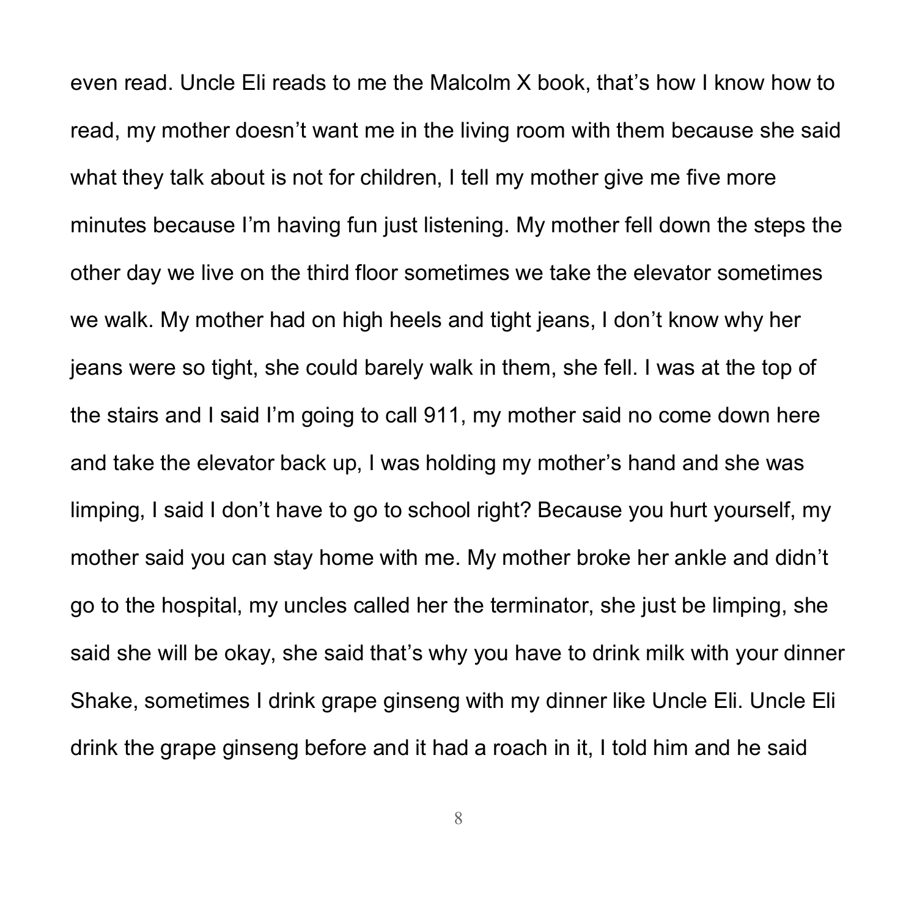even read. Uncle Eli reads to me the Malcolm X book, that's how I know how to read, my mother doesn't want me in the living room with them because she said what they talk about is not for children, I tell my mother give me five more minutes because I'm having fun just listening. My mother fell down the steps the other day we live on the third floor sometimes we take the elevator sometimes we walk. My mother had on high heels and tight jeans, I don't know why her jeans were so tight, she could barely walk in them, she fell. I was at the top of the stairs and I said I'm going to call 911, my mother said no come down here and take the elevator back up, I was holding my mother's hand and she was limping, I said I don't have to go to school right? Because you hurt yourself, my mother said you can stay home with me. My mother broke her ankle and didn't go to the hospital, my uncles called her the terminator, she just be limping, she said she will be okay, she said that's why you have to drink milk with your dinner Shake, sometimes I drink grape ginseng with my dinner like Uncle Eli. Uncle Eli drink the grape ginseng before and it had a roach in it, I told him and he said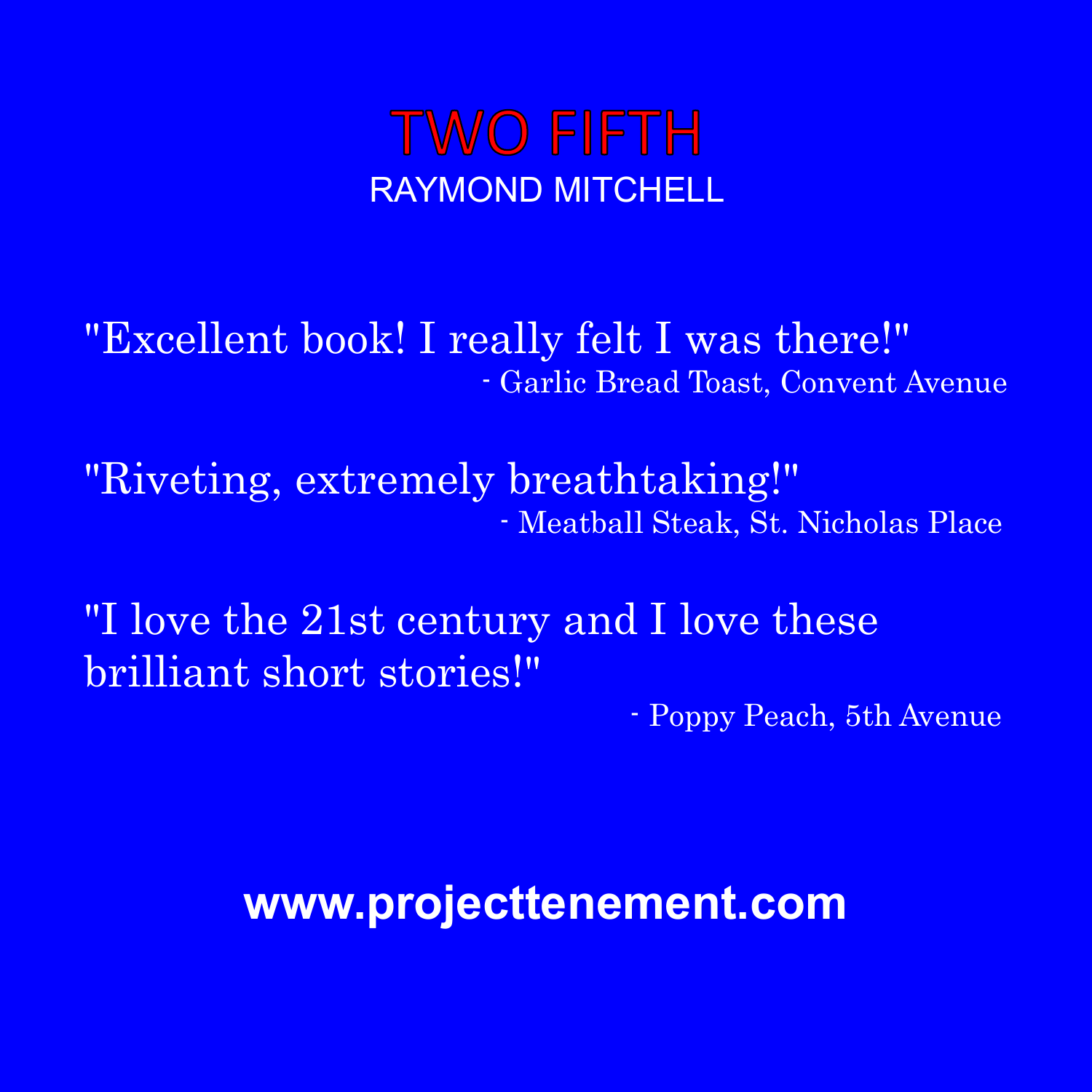# TWO FIFTH

RAYMOND MITCHELL

"Excellent book! I really felt I was there!"

- Garlic Bread Toast, Convent Avenue

"Riveting, extremely breathtaking!"

- Meatball Steak, St. Nicholas Place

"I love the 21st century and I love these brilliant short stories!"

- Poppy Peach, 5th Avenue

**www.projecttenement.com**